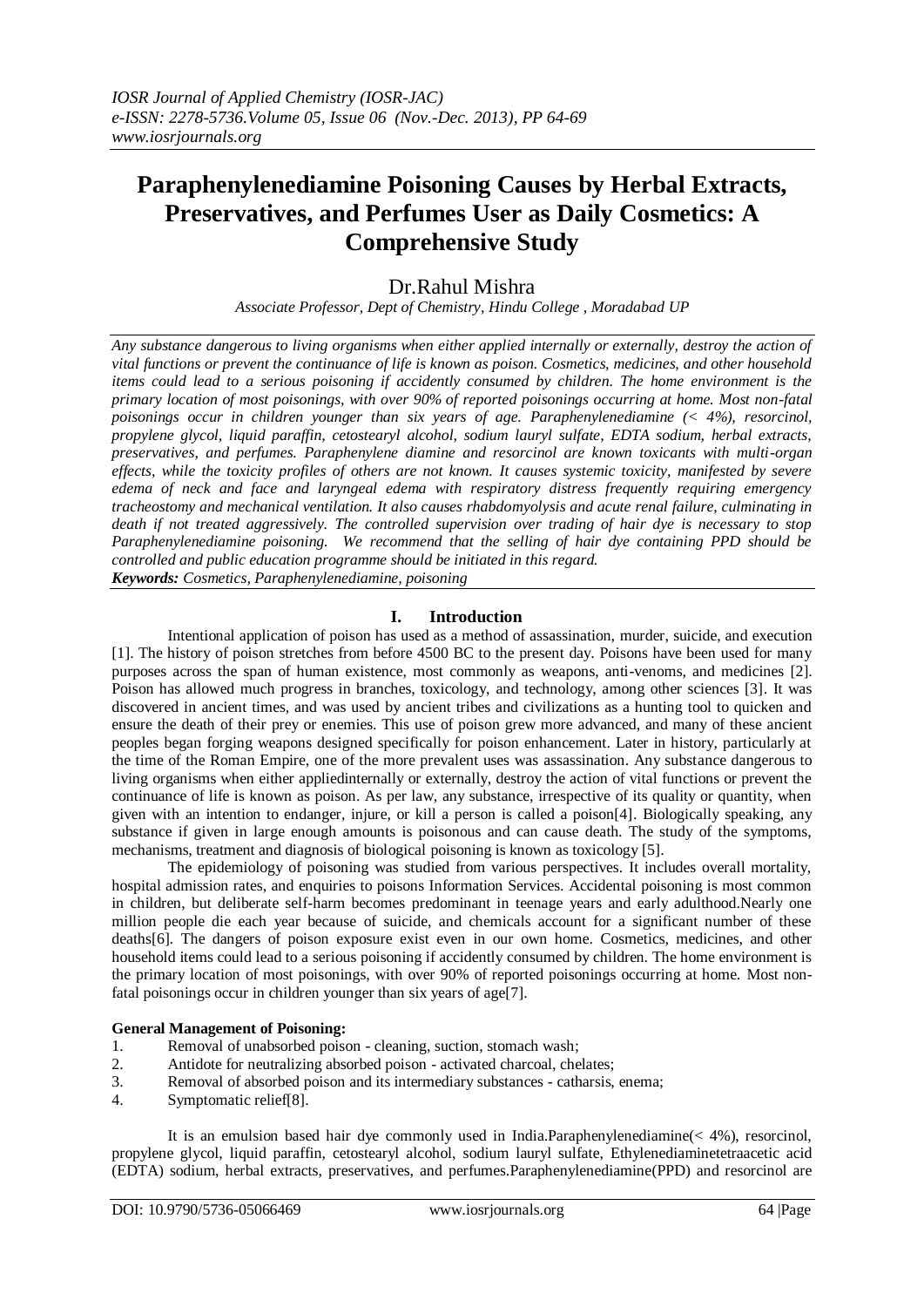*IOSR Journal of Applied Chemistry (IOSR-JAC)*
*e-ISSN: 2278-5736.Volume 05, Issue 06 (Nov.-Dec. 2013), PP 64-69*
*www.iosrjournals.org*

# Paraphenylenediamine Poisoning Causes by Herbal Extracts, Preservatives, and Perfumes User as Daily Cosmetics: A Comprehensive Study

Dr.Rahul Mishra

*Associate Professor, Dept of Chemistry, Hindu College , Moradabad UP*

*Any substance dangerous to living organisms when either applied internally or externally, destroy the action of vital functions or prevent the continuance of life is known as poison. Cosmetics, medicines, and other household items could lead to a serious poisoning if accidently consumed by children. The home environment is the primary location of most poisonings, with over 90% of reported poisonings occurring at home. Most non-fatal poisonings occur in children younger than six years of age. Paraphenylenediamine (< 4%), resorcinol, propylene glycol, liquid paraffin, cetostearyl alcohol, sodium lauryl sulfate, EDTA sodium, herbal extracts, preservatives, and perfumes. Paraphenylene diamine and resorcinol are known toxicants with multi-organ effects, while the toxicity profiles of others are not known. It causes systemic toxicity, manifested by severe edema of neck and face and laryngeal edema with respiratory distress frequently requiring emergency tracheostomy and mechanical ventilation. It also causes rhabdomyolysis and acute renal failure, culminating in death if not treated aggressively. The controlled supervision over trading of hair dye is necessary to stop Paraphenylenediamine poisoning. We recommend that the selling of hair dye containing PPD should be controlled and public education programme should be initiated in this regard.*

***Keywords:** Cosmetics, Paraphenylenediamine, poisoning*

## I. Introduction

Intentional application of poison has used as a method of assassination, murder, suicide, and execution [1]. The history of poison stretches from before 4500 BC to the present day. Poisons have been used for many purposes across the span of human existence, most commonly as weapons, anti-venoms, and medicines [2]. Poison has allowed much progress in branches, toxicology, and technology, among other sciences [3]. It was discovered in ancient times, and was used by ancient tribes and civilizations as a hunting tool to quicken and ensure the death of their prey or enemies. This use of poison grew more advanced, and many of these ancient peoples began forging weapons designed specifically for poison enhancement. Later in history, particularly at the time of the Roman Empire, one of the more prevalent uses was assassination. Any substance dangerous to living organisms when either appliedinternally or externally, destroy the action of vital functions or prevent the continuance of life is known as poison. As per law, any substance, irrespective of its quality or quantity, when given with an intention to endanger, injure, or kill a person is called a poison[4]. Biologically speaking, any substance if given in large enough amounts is poisonous and can cause death. The study of the symptoms, mechanisms, treatment and diagnosis of biological poisoning is known as toxicology [5].

The epidemiology of poisoning was studied from various perspectives. It includes overall mortality, hospital admission rates, and enquiries to poisons Information Services. Accidental poisoning is most common in children, but deliberate self-harm becomes predominant in teenage years and early adulthood.Nearly one million people die each year because of suicide, and chemicals account for a significant number of these deaths[6]. The dangers of poison exposure exist even in our own home. Cosmetics, medicines, and other household items could lead to a serious poisoning if accidently consumed by children. The home environment is the primary location of most poisonings, with over 90% of reported poisonings occurring at home. Most non-fatal poisonings occur in children younger than six years of age[7].

**General Management of Poisoning:**

1. Removal of unabsorbed poison - cleaning, suction, stomach wash;
2. Antidote for neutralizing absorbed poison - activated charcoal, chelates;
3. Removal of absorbed poison and its intermediary substances - catharsis, enema;
4. Symptomatic relief[8].

It is an emulsion based hair dye commonly used in India.Paraphenylenediamine(< 4%), resorcinol, propylene glycol, liquid paraffin, cetostearyl alcohol, sodium lauryl sulfate, Ethylenediaminetetraacetic acid (EDTA) sodium, herbal extracts, preservatives, and perfumes.Paraphenylenediamine(PPD) and resorcinol are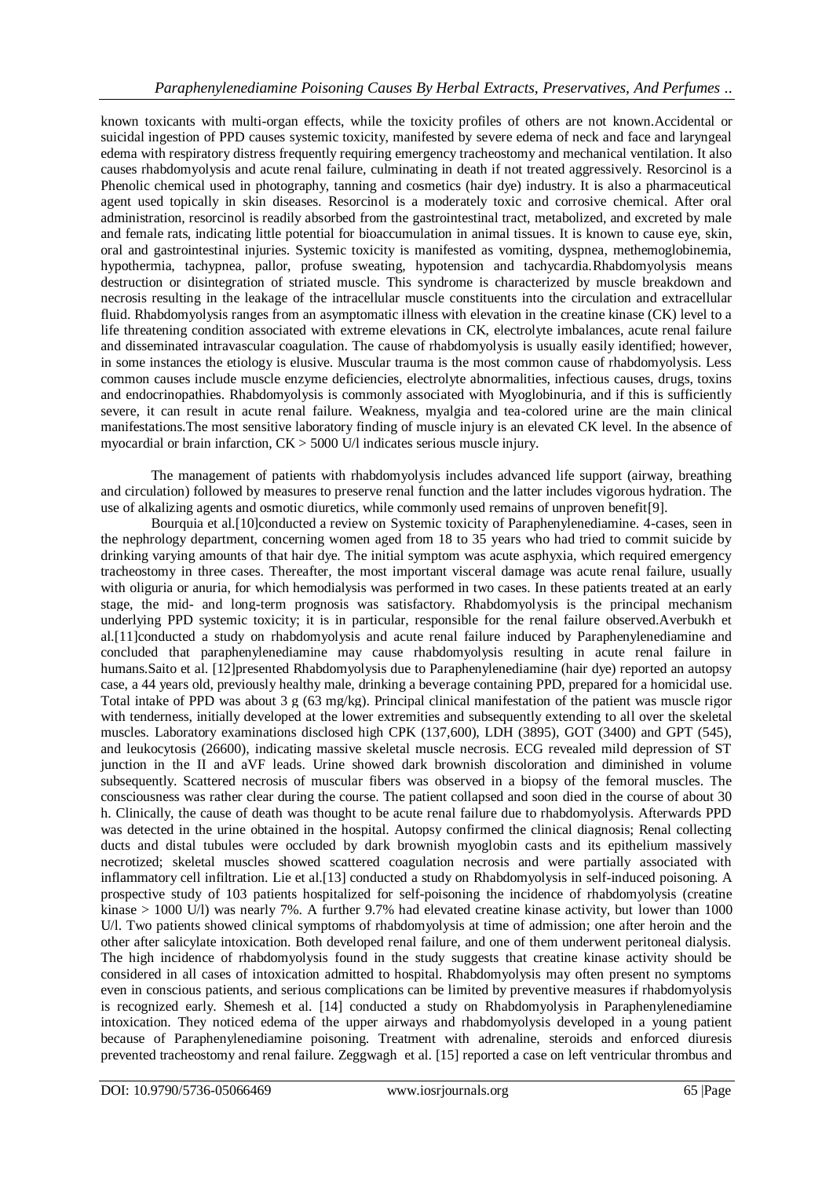known toxicants with multi-organ effects, while the toxicity profiles of others are not known.Accidental or suicidal ingestion of PPD causes systemic toxicity, manifested by severe edema of neck and face and laryngeal edema with respiratory distress frequently requiring emergency tracheostomy and mechanical ventilation. It also causes rhabdomyolysis and acute renal failure, culminating in death if not treated aggressively. Resorcinol is a Phenolic chemical used in photography, tanning and cosmetics (hair dye) industry. It is also a pharmaceutical agent used topically in skin diseases. Resorcinol is a moderately toxic and corrosive chemical. After oral administration, resorcinol is readily absorbed from the gastrointestinal tract, metabolized, and excreted by male and female rats, indicating little potential for bioaccumulation in animal tissues. It is known to cause eye, skin, oral and gastrointestinal injuries. Systemic toxicity is manifested as vomiting, dyspnea, methemoglobinemia, hypothermia, tachypnea, pallor, profuse sweating, hypotension and tachycardia.Rhabdomyolysis means destruction or disintegration of striated muscle. This syndrome is characterized by muscle breakdown and necrosis resulting in the leakage of the intracellular muscle constituents into the circulation and extracellular fluid. Rhabdomyolysis ranges from an asymptomatic illness with elevation in the creatine kinase (CK) level to a life threatening condition associated with extreme elevations in CK, electrolyte imbalances, acute renal failure and disseminated intravascular coagulation. The cause of rhabdomyolysis is usually easily identified; however, in some instances the etiology is elusive. Muscular trauma is the most common cause of rhabdomyolysis. Less common causes include muscle enzyme deficiencies, electrolyte abnormalities, infectious causes, drugs, toxins and endocrinopathies. Rhabdomyolysis is commonly associated with Myoglobinuria, and if this is sufficiently severe, it can result in acute renal failure. Weakness, myalgia and tea-colored urine are the main clinical manifestations.The most sensitive laboratory finding of muscle injury is an elevated CK level. In the absence of myocardial or brain infarction, CK > 5000 U/l indicates serious muscle injury.

The management of patients with rhabdomyolysis includes advanced life support (airway, breathing and circulation) followed by measures to preserve renal function and the latter includes vigorous hydration. The use of alkalizing agents and osmotic diuretics, while commonly used remains of unproven benefit[9].

Bourquia et al.[10]conducted a review on Systemic toxicity of Paraphenylenediamine. 4-cases, seen in the nephrology department, concerning women aged from 18 to 35 years who had tried to commit suicide by drinking varying amounts of that hair dye. The initial symptom was acute asphyxia, which required emergency tracheostomy in three cases. Thereafter, the most important visceral damage was acute renal failure, usually with oliguria or anuria, for which hemodialysis was performed in two cases. In these patients treated at an early stage, the mid- and long-term prognosis was satisfactory. Rhabdomyolysis is the principal mechanism underlying PPD systemic toxicity; it is in particular, responsible for the renal failure observed.Averbukh et al.[11]conducted a study on rhabdomyolysis and acute renal failure induced by Paraphenylenediamine and concluded that paraphenylenediamine may cause rhabdomyolysis resulting in acute renal failure in humans.Saito et al. [12]presented Rhabdomyolysis due to Paraphenylenediamine (hair dye) reported an autopsy case, a 44 years old, previously healthy male, drinking a beverage containing PPD, prepared for a homicidal use. Total intake of PPD was about 3 g (63 mg/kg). Principal clinical manifestation of the patient was muscle rigor with tenderness, initially developed at the lower extremities and subsequently extending to all over the skeletal muscles. Laboratory examinations disclosed high CPK (137,600), LDH (3895), GOT (3400) and GPT (545), and leukocytosis (26600), indicating massive skeletal muscle necrosis. ECG revealed mild depression of ST junction in the II and aVF leads. Urine showed dark brownish discoloration and diminished in volume subsequently. Scattered necrosis of muscular fibers was observed in a biopsy of the femoral muscles. The consciousness was rather clear during the course. The patient collapsed and soon died in the course of about 30 h. Clinically, the cause of death was thought to be acute renal failure due to rhabdomyolysis. Afterwards PPD was detected in the urine obtained in the hospital. Autopsy confirmed the clinical diagnosis; Renal collecting ducts and distal tubules were occluded by dark brownish myoglobin casts and its epithelium massively necrotized; skeletal muscles showed scattered coagulation necrosis and were partially associated with inflammatory cell infiltration. Lie et al.[13] conducted a study on Rhabdomyolysis in self-induced poisoning. A prospective study of 103 patients hospitalized for self-poisoning the incidence of rhabdomyolysis (creatine kinase > 1000 U/l) was nearly 7%. A further 9.7% had elevated creatine kinase activity, but lower than 1000 U/l. Two patients showed clinical symptoms of rhabdomyolysis at time of admission; one after heroin and the other after salicylate intoxication. Both developed renal failure, and one of them underwent peritoneal dialysis. The high incidence of rhabdomyolysis found in the study suggests that creatine kinase activity should be considered in all cases of intoxication admitted to hospital. Rhabdomyolysis may often present no symptoms even in conscious patients, and serious complications can be limited by preventive measures if rhabdomyolysis is recognized early. Shemesh et al. [14] conducted a study on Rhabdomyolysis in Paraphenylenediamine intoxication. They noticed edema of the upper airways and rhabdomyolysis developed in a young patient because of Paraphenylenediamine poisoning. Treatment with adrenaline, steroids and enforced diuresis prevented tracheostomy and renal failure. Zeggwagh et al. [15] reported a case on left ventricular thrombus and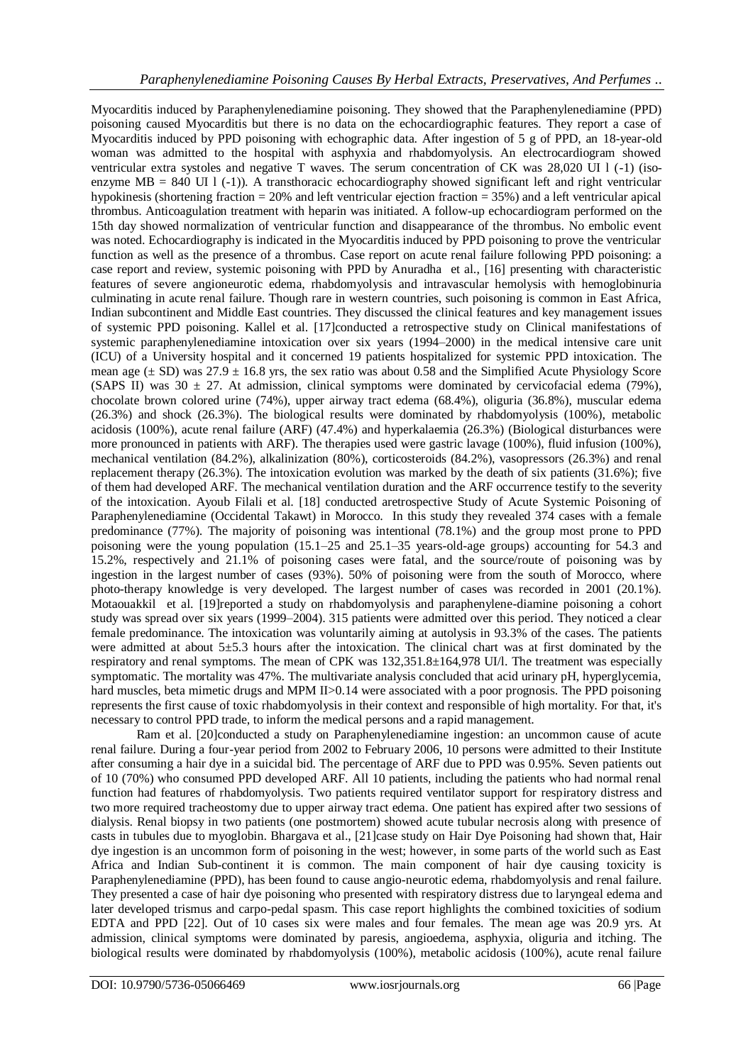Myocarditis induced by Paraphenylenediamine poisoning. They showed that the Paraphenylenediamine (PPD) poisoning caused Myocarditis but there is no data on the echocardiographic features. They report a case of Myocarditis induced by PPD poisoning with echographic data. After ingestion of 5 g of PPD, an 18-year-old woman was admitted to the hospital with asphyxia and rhabdomyolysis. An electrocardiogram showed ventricular extra systoles and negative T waves. The serum concentration of CK was 28,020 UI l (-1) (iso-enzyme MB = 840 UI l (-1)). A transthoracic echocardiography showed significant left and right ventricular hypokinesis (shortening fraction = 20% and left ventricular ejection fraction = 35%) and a left ventricular apical thrombus. Anticoagulation treatment with heparin was initiated. A follow-up echocardiogram performed on the 15th day showed normalization of ventricular function and disappearance of the thrombus. No embolic event was noted. Echocardiography is indicated in the Myocarditis induced by PPD poisoning to prove the ventricular function as well as the presence of a thrombus. Case report on acute renal failure following PPD poisoning: a case report and review, systemic poisoning with PPD by Anuradha et al., [16] presenting with characteristic features of severe angioneurotic edema, rhabdomyolysis and intravascular hemolysis with hemoglobinuria culminating in acute renal failure. Though rare in western countries, such poisoning is common in East Africa, Indian subcontinent and Middle East countries. They discussed the clinical features and key management issues of systemic PPD poisoning. Kallel et al. [17]conducted a retrospective study on Clinical manifestations of systemic paraphenylenediamine intoxication over six years (1994–2000) in the medical intensive care unit (ICU) of a University hospital and it concerned 19 patients hospitalized for systemic PPD intoxication. The mean age (± SD) was 27.9 ± 16.8 yrs, the sex ratio was about 0.58 and the Simplified Acute Physiology Score (SAPS II) was 30 ± 27. At admission, clinical symptoms were dominated by cervicofacial edema (79%), chocolate brown colored urine (74%), upper airway tract edema (68.4%), oliguria (36.8%), muscular edema (26.3%) and shock (26.3%). The biological results were dominated by rhabdomyolysis (100%), metabolic acidosis (100%), acute renal failure (ARF) (47.4%) and hyperkalaemia (26.3%) (Biological disturbances were more pronounced in patients with ARF). The therapies used were gastric lavage (100%), fluid infusion (100%), mechanical ventilation (84.2%), alkalinization (80%), corticosteroids (84.2%), vasopressors (26.3%) and renal replacement therapy (26.3%). The intoxication evolution was marked by the death of six patients (31.6%); five of them had developed ARF. The mechanical ventilation duration and the ARF occurrence testify to the severity of the intoxication. Ayoub Filali et al. [18] conducted aretrospective Study of Acute Systemic Poisoning of Paraphenylenediamine (Occidental Takawt) in Morocco. In this study they revealed 374 cases with a female predominance (77%). The majority of poisoning was intentional (78.1%) and the group most prone to PPD poisoning were the young population (15.1–25 and 25.1–35 years-old-age groups) accounting for 54.3 and 15.2%, respectively and 21.1% of poisoning cases were fatal, and the source/route of poisoning was by ingestion in the largest number of cases (93%). 50% of poisoning were from the south of Morocco, where photo-therapy knowledge is very developed. The largest number of cases was recorded in 2001 (20.1%). Motaouakkil et al. [19]reported a study on rhabdomyolysis and paraphenylene-diamine poisoning a cohort study was spread over six years (1999–2004). 315 patients were admitted over this period. They noticed a clear female predominance. The intoxication was voluntarily aiming at autolysis in 93.3% of the cases. The patients were admitted at about 5±5.3 hours after the intoxication. The clinical chart was at first dominated by the respiratory and renal symptoms. The mean of CPK was 132,351.8±164,978 UI/l. The treatment was especially symptomatic. The mortality was 47%. The multivariate analysis concluded that acid urinary pH, hyperglycemia, hard muscles, beta mimetic drugs and MPM II>0.14 were associated with a poor prognosis. The PPD poisoning represents the first cause of toxic rhabdomyolysis in their context and responsible of high mortality. For that, it's necessary to control PPD trade, to inform the medical persons and a rapid management.

Ram et al. [20]conducted a study on Paraphenylenediamine ingestion: an uncommon cause of acute renal failure. During a four-year period from 2002 to February 2006, 10 persons were admitted to their Institute after consuming a hair dye in a suicidal bid. The percentage of ARF due to PPD was 0.95%. Seven patients out of 10 (70%) who consumed PPD developed ARF. All 10 patients, including the patients who had normal renal function had features of rhabdomyolysis. Two patients required ventilator support for respiratory distress and two more required tracheostomy due to upper airway tract edema. One patient has expired after two sessions of dialysis. Renal biopsy in two patients (one postmortem) showed acute tubular necrosis along with presence of casts in tubules due to myoglobin. Bhargava et al., [21]case study on Hair Dye Poisoning had shown that, Hair dye ingestion is an uncommon form of poisoning in the west; however, in some parts of the world such as East Africa and Indian Sub-continent it is common. The main component of hair dye causing toxicity is Paraphenylenediamine (PPD), has been found to cause angio-neurotic edema, rhabdomyolysis and renal failure. They presented a case of hair dye poisoning who presented with respiratory distress due to laryngeal edema and later developed trismus and carpo-pedal spasm. This case report highlights the combined toxicities of sodium EDTA and PPD [22]. Out of 10 cases six were males and four females. The mean age was 20.9 yrs. At admission, clinical symptoms were dominated by paresis, angioedema, asphyxia, oliguria and itching. The biological results were dominated by rhabdomyolysis (100%), metabolic acidosis (100%), acute renal failure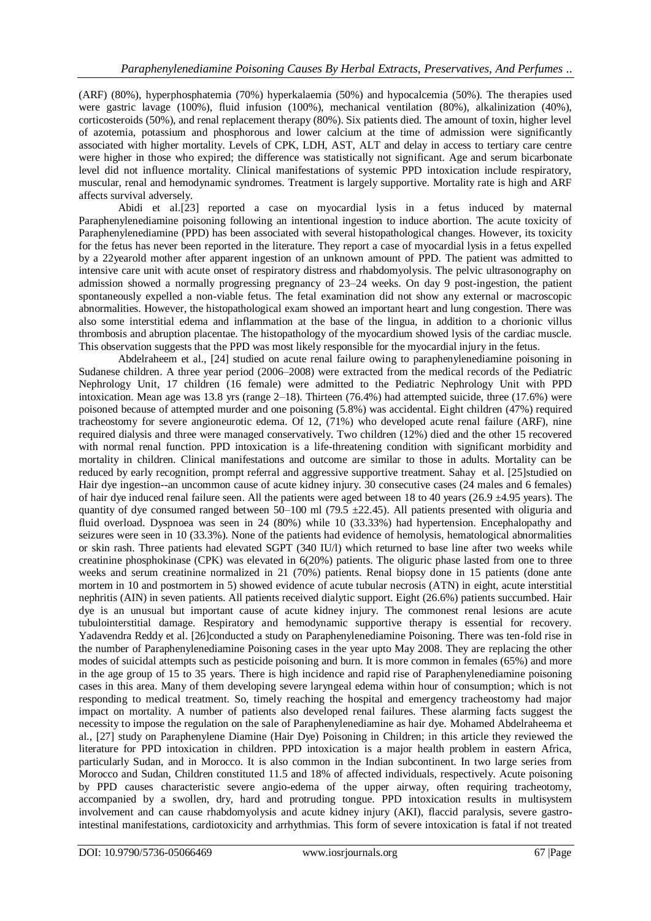(ARF) (80%), hyperphosphatemia (70%) hyperkalaemia (50%) and hypocalcemia (50%). The therapies used were gastric lavage (100%), fluid infusion (100%), mechanical ventilation (80%), alkalinization (40%), corticosteroids (50%), and renal replacement therapy (80%). Six patients died. The amount of toxin, higher level of azotemia, potassium and phosphorous and lower calcium at the time of admission were significantly associated with higher mortality. Levels of CPK, LDH, AST, ALT and delay in access to tertiary care centre were higher in those who expired; the difference was statistically not significant. Age and serum bicarbonate level did not influence mortality. Clinical manifestations of systemic PPD intoxication include respiratory, muscular, renal and hemodynamic syndromes. Treatment is largely supportive. Mortality rate is high and ARF affects survival adversely.

Abidi et al.[23] reported a case on myocardial lysis in a fetus induced by maternal Paraphenylenediamine poisoning following an intentional ingestion to induce abortion. The acute toxicity of Paraphenylenediamine (PPD) has been associated with several histopathological changes. However, its toxicity for the fetus has never been reported in the literature. They report a case of myocardial lysis in a fetus expelled by a 22yearold mother after apparent ingestion of an unknown amount of PPD. The patient was admitted to intensive care unit with acute onset of respiratory distress and rhabdomyolysis. The pelvic ultrasonography on admission showed a normally progressing pregnancy of 23–24 weeks. On day 9 post-ingestion, the patient spontaneously expelled a non-viable fetus. The fetal examination did not show any external or macroscopic abnormalities. However, the histopathological exam showed an important heart and lung congestion. There was also some interstitial edema and inflammation at the base of the lingua, in addition to a chorionic villus thrombosis and abruption placentae. The histopathology of the myocardium showed lysis of the cardiac muscle. This observation suggests that the PPD was most likely responsible for the myocardial injury in the fetus.

Abdelraheem et al., [24] studied on acute renal failure owing to paraphenylenediamine poisoning in Sudanese children. A three year period (2006–2008) were extracted from the medical records of the Pediatric Nephrology Unit, 17 children (16 female) were admitted to the Pediatric Nephrology Unit with PPD intoxication. Mean age was 13.8 yrs (range 2–18). Thirteen (76.4%) had attempted suicide, three (17.6%) were poisoned because of attempted murder and one poisoning (5.8%) was accidental. Eight children (47%) required tracheostomy for severe angioneurotic edema. Of 12, (71%) who developed acute renal failure (ARF), nine required dialysis and three were managed conservatively. Two children (12%) died and the other 15 recovered with normal renal function. PPD intoxication is a life-threatening condition with significant morbidity and mortality in children. Clinical manifestations and outcome are similar to those in adults. Mortality can be reduced by early recognition, prompt referral and aggressive supportive treatment. Sahay et al. [25]studied on Hair dye ingestion--an uncommon cause of acute kidney injury. 30 consecutive cases (24 males and 6 females) of hair dye induced renal failure seen. All the patients were aged between 18 to 40 years (26.9 ±4.95 years). The quantity of dye consumed ranged between 50–100 ml (79.5 ±22.45). All patients presented with oliguria and fluid overload. Dyspnoea was seen in 24 (80%) while 10 (33.33%) had hypertension. Encephalopathy and seizures were seen in 10 (33.3%). None of the patients had evidence of hemolysis, hematological abnormalities or skin rash. Three patients had elevated SGPT (340 IU/l) which returned to base line after two weeks while creatinine phosphokinase (CPK) was elevated in 6(20%) patients. The oliguric phase lasted from one to three weeks and serum creatinine normalized in 21 (70%) patients. Renal biopsy done in 15 patients (done ante mortem in 10 and postmortem in 5) showed evidence of acute tubular necrosis (ATN) in eight, acute interstitial nephritis (AIN) in seven patients. All patients received dialytic support. Eight (26.6%) patients succumbed. Hair dye is an unusual but important cause of acute kidney injury. The commonest renal lesions are acute tubulointerstitial damage. Respiratory and hemodynamic supportive therapy is essential for recovery. Yadavendra Reddy et al. [26]conducted a study on Paraphenylenediamine Poisoning. There was ten-fold rise in the number of Paraphenylenediamine Poisoning cases in the year upto May 2008. They are replacing the other modes of suicidal attempts such as pesticide poisoning and burn. It is more common in females (65%) and more in the age group of 15 to 35 years. There is high incidence and rapid rise of Paraphenylenediamine poisoning cases in this area. Many of them developing severe laryngeal edema within hour of consumption; which is not responding to medical treatment. So, timely reaching the hospital and emergency tracheostomy had major impact on mortality. A number of patients also developed renal failures. These alarming facts suggest the necessity to impose the regulation on the sale of Paraphenylenediamine as hair dye. Mohamed Abdelraheema et al., [27] study on Paraphenylene Diamine (Hair Dye) Poisoning in Children; in this article they reviewed the literature for PPD intoxication in children. PPD intoxication is a major health problem in eastern Africa, particularly Sudan, and in Morocco. It is also common in the Indian subcontinent. In two large series from Morocco and Sudan, Children constituted 11.5 and 18% of affected individuals, respectively. Acute poisoning by PPD causes characteristic severe angio-edema of the upper airway, often requiring tracheotomy, accompanied by a swollen, dry, hard and protruding tongue. PPD intoxication results in multisystem involvement and can cause rhabdomyolysis and acute kidney injury (AKI), flaccid paralysis, severe gastro-intestinal manifestations, cardiotoxicity and arrhythmias. This form of severe intoxication is fatal if not treated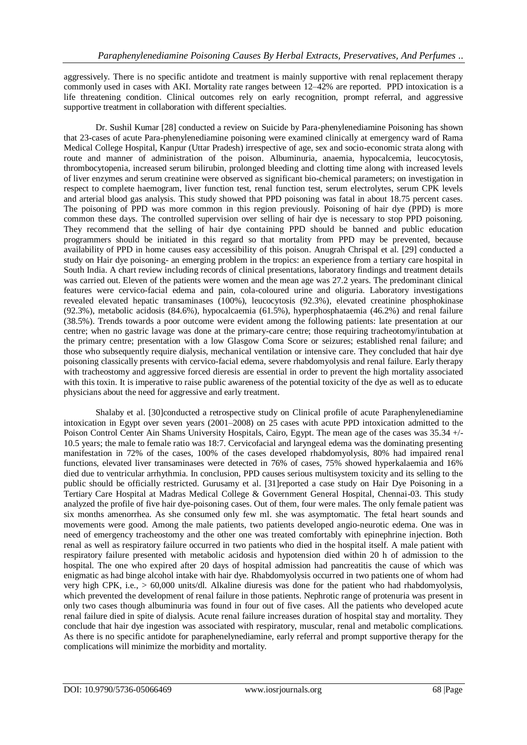aggressively. There is no specific antidote and treatment is mainly supportive with renal replacement therapy commonly used in cases with AKI. Mortality rate ranges between 12–42% are reported. PPD intoxication is a life threatening condition. Clinical outcomes rely on early recognition, prompt referral, and aggressive supportive treatment in collaboration with different specialties.

Dr. Sushil Kumar [28] conducted a review on Suicide by Para-phenylenediamine Poisoning has shown that 23-cases of acute Para-phenylenediamine poisoning were examined clinically at emergency ward of Rama Medical College Hospital, Kanpur (Uttar Pradesh) irrespective of age, sex and socio-economic strata along with route and manner of administration of the poison. Albuminuria, anaemia, hypocalcemia, leucocytosis, thrombocytopenia, increased serum bilirubin, prolonged bleeding and clotting time along with increased levels of liver enzymes and serum creatinine were observed as significant bio-chemical parameters; on investigation in respect to complete haemogram, liver function test, renal function test, serum electrolytes, serum CPK levels and arterial blood gas analysis. This study showed that PPD poisoning was fatal in about 18.75 percent cases. The poisoning of PPD was more common in this region previously. Poisoning of hair dye (PPD) is more common these days. The controlled supervision over selling of hair dye is necessary to stop PPD poisoning. They recommend that the selling of hair dye containing PPD should be banned and public education programmers should be initiated in this regard so that mortality from PPD may be prevented, because availability of PPD in home causes easy accessibility of this poison. Anugrah Chrispal et al. [29] conducted a study on Hair dye poisoning- an emerging problem in the tropics: an experience from a tertiary care hospital in South India. A chart review including records of clinical presentations, laboratory findings and treatment details was carried out. Eleven of the patients were women and the mean age was 27.2 years. The predominant clinical features were cervico-facial edema and pain, cola-coloured urine and oliguria. Laboratory investigations revealed elevated hepatic transaminases (100%), leucocytosis (92.3%), elevated creatinine phosphokinase (92.3%), metabolic acidosis (84.6%), hypocalcaemia (61.5%), hyperphosphataemia (46.2%) and renal failure (38.5%). Trends towards a poor outcome were evident among the following patients: late presentation at our centre; when no gastric lavage was done at the primary-care centre; those requiring tracheotomy/intubation at the primary centre; presentation with a low Glasgow Coma Score or seizures; established renal failure; and those who subsequently require dialysis, mechanical ventilation or intensive care. They concluded that hair dye poisoning classically presents with cervico-facial edema, severe rhabdomyolysis and renal failure. Early therapy with tracheostomy and aggressive forced dieresis are essential in order to prevent the high mortality associated with this toxin. It is imperative to raise public awareness of the potential toxicity of the dye as well as to educate physicians about the need for aggressive and early treatment.

Shalaby et al. [30]conducted a retrospective study on Clinical profile of acute Paraphenylenediamine intoxication in Egypt over seven years (2001–2008) on 25 cases with acute PPD intoxication admitted to the Poison Control Center Ain Shams University Hospitals, Cairo, Egypt. The mean age of the cases was 35.34 +/- 10.5 years; the male to female ratio was 18:7. Cervicofacial and laryngeal edema was the dominating presenting manifestation in 72% of the cases, 100% of the cases developed rhabdomyolysis, 80% had impaired renal functions, elevated liver transaminases were detected in 76% of cases, 75% showed hyperkalaemia and 16% died due to ventricular arrhythmia. In conclusion, PPD causes serious multisystem toxicity and its selling to the public should be officially restricted. Gurusamy et al. [31]reported a case study on Hair Dye Poisoning in a Tertiary Care Hospital at Madras Medical College & Government General Hospital, Chennai-03. This study analyzed the profile of five hair dye-poisoning cases. Out of them, four were males. The only female patient was six months amenorrhea. As she consumed only few ml. she was asymptomatic. The fetal heart sounds and movements were good. Among the male patients, two patients developed angio-neurotic edema. One was in need of emergency tracheostomy and the other one was treated comfortably with epinephrine injection. Both renal as well as respiratory failure occurred in two patients who died in the hospital itself. A male patient with respiratory failure presented with metabolic acidosis and hypotension died within 20 h of admission to the hospital. The one who expired after 20 days of hospital admission had pancreatitis the cause of which was enigmatic as had binge alcohol intake with hair dye. Rhabdomyolysis occurred in two patients one of whom had very high CPK, i.e., > 60,000 units/dl. Alkaline diuresis was done for the patient who had rhabdomyolysis, which prevented the development of renal failure in those patients. Nephrotic range of protenuria was present in only two cases though albuminuria was found in four out of five cases. All the patients who developed acute renal failure died in spite of dialysis. Acute renal failure increases duration of hospital stay and mortality. They conclude that hair dye ingestion was associated with respiratory, muscular, renal and metabolic complications. As there is no specific antidote for paraphenelynediamine, early referral and prompt supportive therapy for the complications will minimize the morbidity and mortality.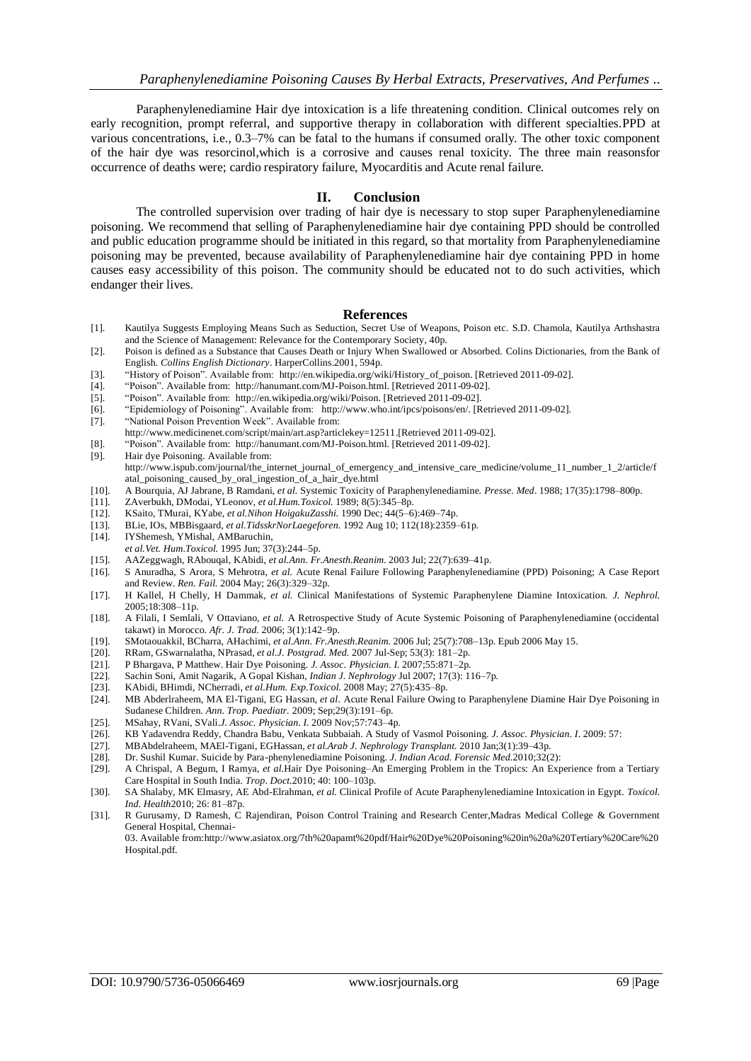Paraphenylenediamine Hair dye intoxication is a life threatening condition. Clinical outcomes rely on early recognition, prompt referral, and supportive therapy in collaboration with different specialties.PPD at various concentrations, i.e., 0.3–7% can be fatal to the humans if consumed orally. The other toxic component of the hair dye was resorcinol,which is a corrosive and causes renal toxicity. The three main reasonsfor occurrence of deaths were; cardio respiratory failure, Myocarditis and Acute renal failure.

## II. Conclusion

The controlled supervision over trading of hair dye is necessary to stop super Paraphenylenediamine poisoning. We recommend that selling of Paraphenylenediamine hair dye containing PPD should be controlled and public education programme should be initiated in this regard, so that mortality from Paraphenylenediamine poisoning may be prevented, because availability of Paraphenylenediamine hair dye containing PPD in home causes easy accessibility of this poison. The community should be educated not to do such activities, which endanger their lives.

## References

[1]. Kautilya Suggests Employing Means Such as Seduction, Secret Use of Weapons, Poison etc. S.D. Chamola, Kautilya Arthshastra and the Science of Management: Relevance for the Contemporary Society, 40p.

[2]. Poison is defined as a Substance that Causes Death or Injury When Swallowed or Absorbed. Colins Dictionaries, from the Bank of English. *Collins English Dictionary*. HarperCollins.2001, 594p.

[3]. "History of Poison". Available from: http://en.wikipedia.org/wiki/History_of_poison. [Retrieved 2011-09-02].

[4]. "Poison". Available from: http://hanumant.com/MJ-Poison.html. [Retrieved 2011-09-02].

[5]. "Poison". Available from: http://en.wikipedia.org/wiki/Poison. [Retrieved 2011-09-02].

[6]. "Epidemiology of Poisoning". Available from: http://www.who.int/ipcs/poisons/en/. [Retrieved 2011-09-02].

[7]. "National Poison Prevention Week". Available from: http://www.medicinenet.com/script/main/art.asp?articlekey=12511.[Retrieved 2011-09-02].

[8]. "Poison". Available from: http://hanumant.com/MJ-Poison.html. [Retrieved 2011-09-02].

[9]. Hair dye Poisoning. Available from: http://www.ispub.com/journal/the_internet_journal_of_emergency_and_intensive_care_medicine/volume_11_number_1_2/article/fatal_poisoning_caused_by_oral_ingestion_of_a_hair_dye.html

[10]. A Bourquia, AJ Jabrane, B Ramdani, *et al.* Systemic Toxicity of Paraphenylenediamine. *Presse. Med*. 1988; 17(35):1798–800p.

[11]. ZAverbukh, DModai, YLeonov, *et al.Hum.Toxicol.* 1989; 8(5):345–8p.

[12]. KSaito, TMurai, KYabe, *et al.Nihon HoigakuZasshi.* 1990 Dec; 44(5–6):469–74p.

[13]. BLie, IOs, MBBisgaard, *et al.TidsskrNorLaegeforen.* 1992 Aug 10; 112(18):2359–61p.

[14]. IYShemesh, YMishal, AMBaruchin, *et al.Vet. Hum.Toxicol.* 1995 Jun; 37(3):244–5p.

[15]. AAZeggwagh, RAbouqal, KAbidi, *et al.Ann. Fr.Anesth.Reanim.* 2003 Jul; 22(7):639–41p.

[16]. S Anuradha, S Arora, S Mehrotra, *et al.* Acute Renal Failure Following Paraphenylenediamine (PPD) Poisoning; A Case Report and Review. *Ren. Fail.* 2004 May; 26(3):329–32p.

[17]. H Kallel, H Chelly, H Dammak, *et al.* Clinical Manifestations of Systemic Paraphenylene Diamine Intoxication. *J. Nephrol.* 2005;18:308–11p.

[18]. A Filali, I Semlali, V Ottaviano, *et al.* A Retrospective Study of Acute Systemic Poisoning of Paraphenylenediamine (occidental takawt) in Morocco. *Afr. J. Trad.* 2006; 3(1):142–9p.

[19]. SMotaouakkil, BCharra, AHachimi, *et al.Ann. Fr.Anesth.Reanim.* 2006 Jul; 25(7):708–13p. Epub 2006 May 15.

[20]. RRam, GSwarnalatha, NPrasad, *et al.J. Postgrad. Med.* 2007 Jul-Sep; 53(3): 181–2p.

[21]. P Bhargava, P Matthew. Hair Dye Poisoning. *J. Assoc. Physician. I.* 2007;55:871–2p.

[22]. Sachin Soni, Amit Nagarik, A Gopal Kishan, *Indian J. Nephrology* Jul 2007; 17(3): 116–7p.

[23]. KAbidi, BHimdi, NCherradi, *et al.Hum. Exp.Toxicol.* 2008 May; 27(5):435–8p.

[24]. MB Abderlraheem, MA El-Tigani, EG Hassan, *et al.* Acute Renal Failure Owing to Paraphenylene Diamine Hair Dye Poisoning in Sudanese Children. *Ann. Trop. Paediatr.* 2009; Sep;29(3):191–6p.

[25]. MSahay, RVani, SVali.*J. Assoc. Physician. I.* 2009 Nov;57:743–4p.

[26]. KB Yadavendra Reddy, Chandra Babu, Venkata Subbaiah. A Study of Vasmol Poisoning. *J. Assoc. Physician. I.* 2009: 57:

[27]. MBAbdelraheem, MAEl-Tigani, EGHassan, *et al.Arab J. Nephrology Transplant.* 2010 Jan;3(1):39–43p.

[28]. Dr. Sushil Kumar. Suicide by Para-phenylenediamine Poisoning. *J. Indian Acad. Forensic Med.*2010;32(2):

[29]. A Chrispal, A Begum, I Ramya, *et al.*Hair Dye Poisoning–An Emerging Problem in the Tropics: An Experience from a Tertiary Care Hospital in South India. *Trop. Doct.*2010; 40: 100–103p.

[30]. SA Shalaby, MK Elmasry, AE Abd-Elrahman, *et al.* Clinical Profile of Acute Paraphenylenediamine Intoxication in Egypt. *Toxicol. Ind. Health*2010; 26: 81–87p.

[31]. R Gurusamy, D Ramesh, C Rajendiran, Poison Control Training and Research Center,Madras Medical College & Government General Hospital, Chennai-03. Available from:http://www.asiatox.org/7th%20apamt%20pdf/Hair%20Dye%20Poisoning%20in%20a%20Tertiary%20Care%20Hospital.pdf.